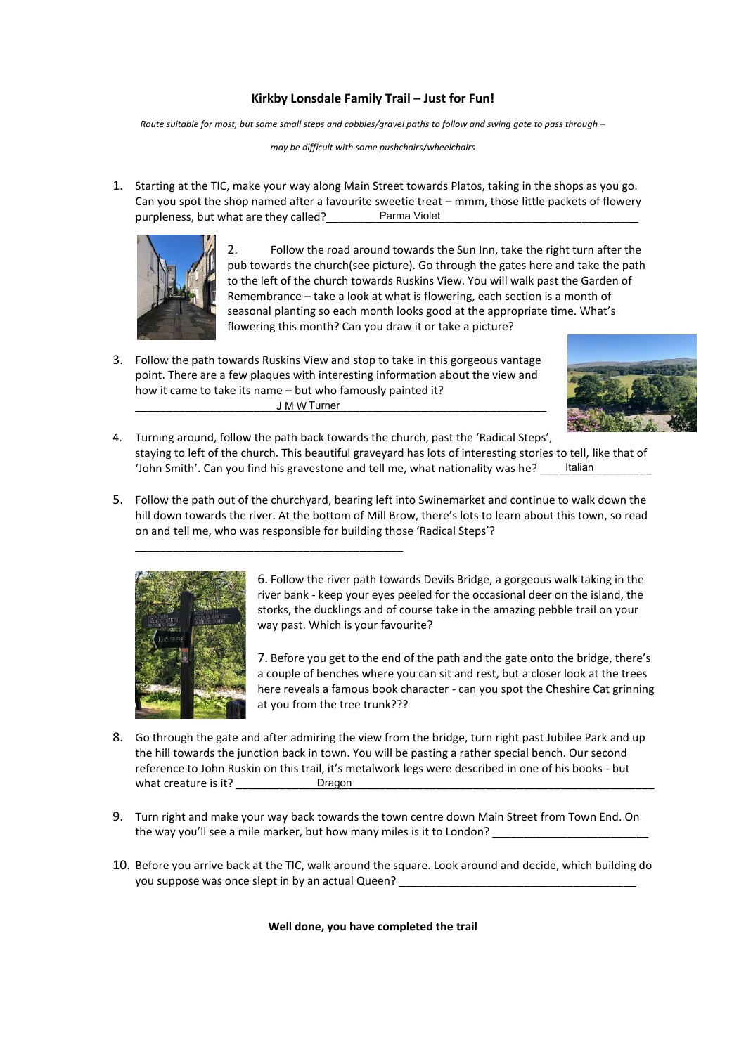**Kirkby Lonsdale Family Trail – Just for Fun!**

*Route suitable for most, but some small steps and cobbles/gravel paths to follow and swing gate to pass through – may be difficult with some pushchairs/wheelchairs*

1. Starting at the TIC, make your way along Main Street towards Platos, taking in the shops as you go. Can you spot the shop named after a favourite sweetie treat – mmm, those little packets of flowery purpleness, but what are they called?_________ Parma Violet _________________________________

2. Follow the road around towards the Sun Inn, take the right turn after the pub towards the church(see picture). Go through the gates here and take the path to the left of the church towards Ruskins View. You will walk past the Garden of Remembrance – take a look at what is flowering, each section is a month of seasonal planting so each month looks good at the appropriate time. What's flowering this month? Can you draw it or take a picture?

3. Follow the path towards Ruskins View and stop to take in this gorgeous vantage point. There are a few plaques with interesting information about the view and how it came to take its name – but who famously painted it? _______________________ J M W Turner _________________________________

4. Turning around, follow the path back towards the church, past the 'Radical Steps', staying to left of the church. This beautiful graveyard has lots of interesting stories to tell, like that of 'John Smith'. Can you find his gravestone and tell me, what nationality was he? ____ Italian __________

5. Follow the path out of the churchyard, bearing left into Swinemarket and continue to walk down the hill down towards the river. At the bottom of Mill Brow, there's lots to learn about this town, so read on and tell me, who was responsible for building those 'Radical Steps'? ____________________________________________

6. Follow the river path towards Devils Bridge, a gorgeous walk taking in the river bank - keep your eyes peeled for the occasional deer on the island, the storks, the ducklings and of course take in the amazing pebble trail on your way past. Which is your favourite?

7. Before you get to the end of the path and the gate onto the bridge, there's a couple of benches where you can sit and rest, but a closer look at the trees here reveals a famous book character - can you spot the Cheshire Cat grinning at you from the tree trunk???

8. Go through the gate and after admiring the view from the bridge, turn right past Jubilee Park and up the hill towards the junction back in town. You will be pasting a rather special bench. Our second reference to John Ruskin on this trail, it's metalwork legs were described in one of his books - but what creature is it? _____________ Dragon ____________________________________________________

9. Turn right and make your way back towards the town centre down Main Street from Town End. On the way you'll see a mile marker, but how many miles is it to London? _________________________

10. Before you arrive back at the TIC, walk around the square. Look around and decide, which building do you suppose was once slept in by an actual Queen? _______________________________________

**Well done, you have completed the trail**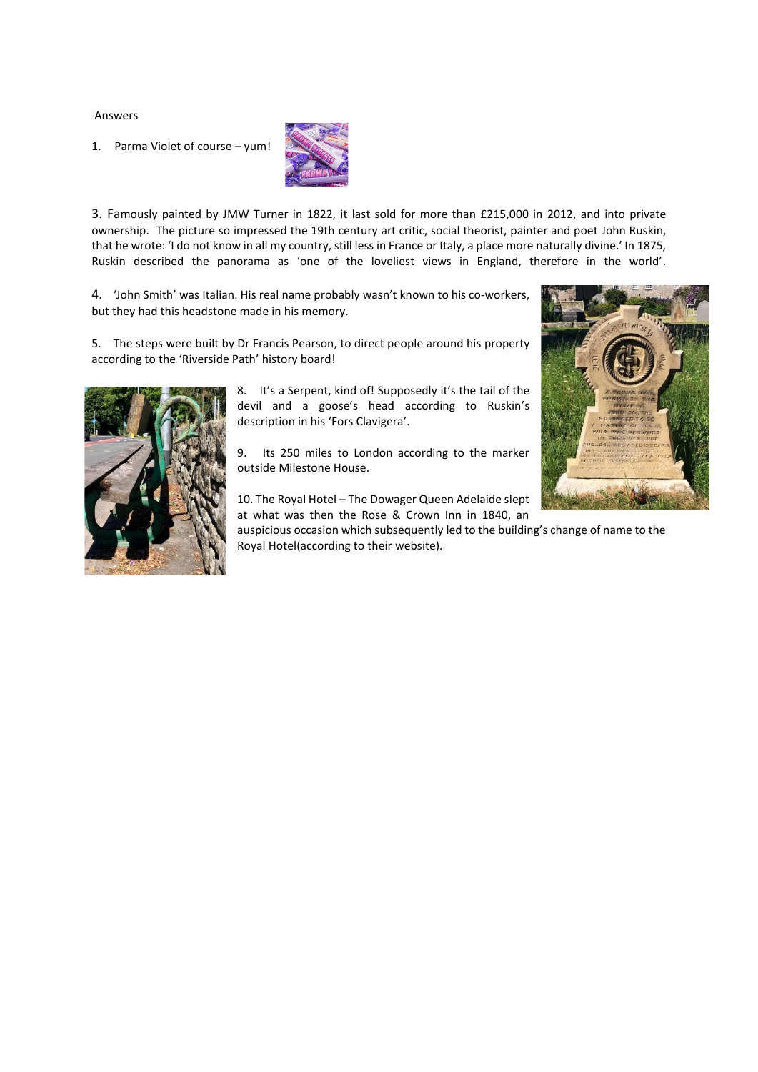Answers

1. Parma Violet of course – yum!

3. Famously painted by JMW Turner in 1822, it last sold for more than £215,000 in 2012, and into private ownership. The picture so impressed the 19th century art critic, social theorist, painter and poet John Ruskin, that he wrote: 'I do not know in all my country, still less in France or Italy, a place more naturally divine.' In 1875, Ruskin described the panorama as 'one of the loveliest views in England, therefore in the world'.

4. 'John Smith' was Italian. His real name probably wasn't known to his co-workers, but they had this headstone made in his memory.

5. The steps were built by Dr Francis Pearson, to direct people around his property according to the 'Riverside Path' history board!

8. It's a Serpent, kind of! Supposedly it's the tail of the devil and a goose's head according to Ruskin's description in his 'Fors Clavigera'.

9. Its 250 miles to London according to the marker outside Milestone House.

10. The Royal Hotel – The Dowager Queen Adelaide slept at what was then the Rose & Crown Inn in 1840, an auspicious occasion which subsequently led to the building's change of name to the Royal Hotel(according to their website).